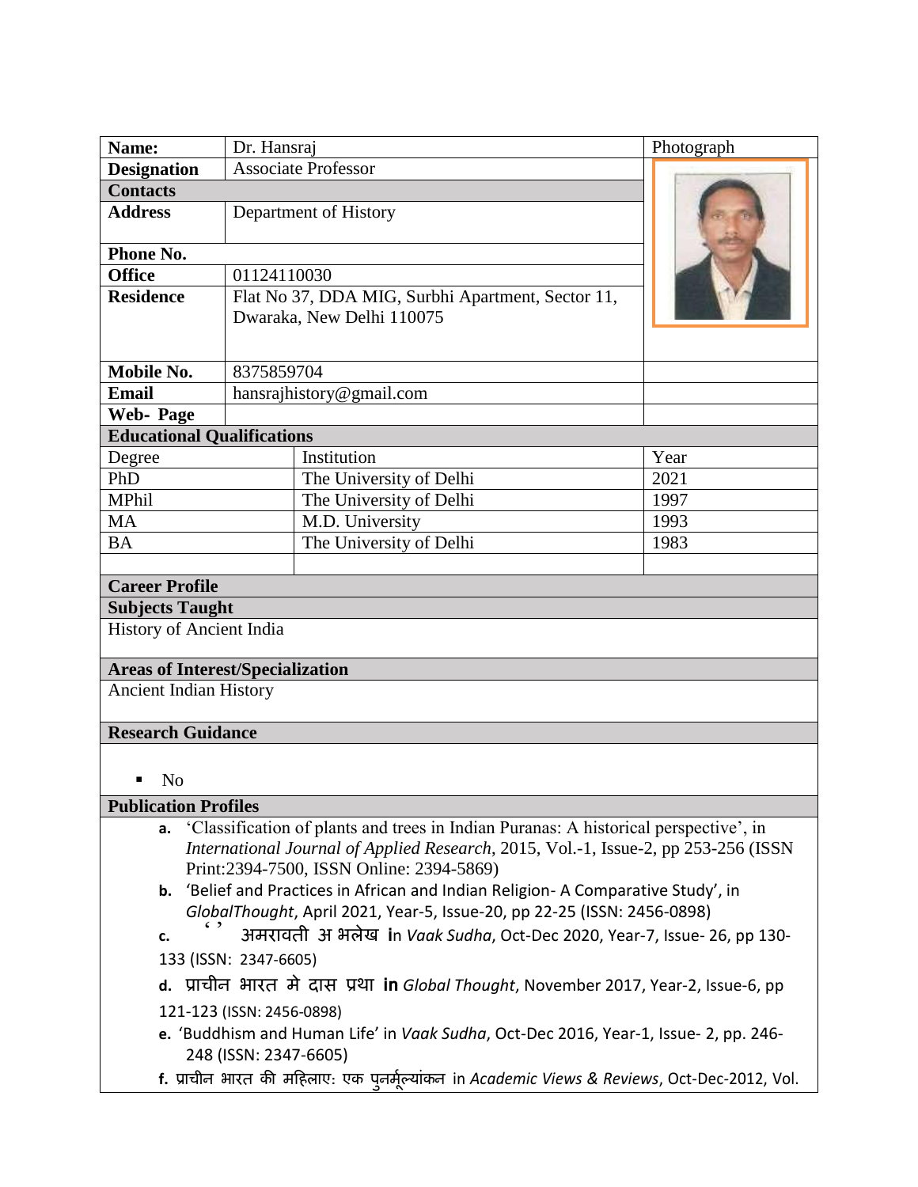| Name: | Dr. Hansraj | | Photograph |
|---|---|---|---|
| Designation | Associate Professor | | |
| **Contacts** | | | |
| Address | Department of History | | |
| **Phone No.** | | | |
| Office | 01124110030 | | |
| Residence | Flat No 37, DDA MIG, Surbhi Apartment, Sector 11, Dwaraka, New Delhi 110075 | | |
| Mobile No. | 8375859704 | | |
| Email | hansrajhistory@gmail.com | | |
| Web- Page | | | |

**Educational Qualifications**

| Degree | Institution | Year |
|---|---|---|
| PhD | The University of Delhi | 2021 |
| MPhil | The University of Delhi | 1997 |
| MA | M.D. University | 1993 |
| BA | The University of Delhi | 1983 |

**Career Profile**

**Subjects Taught**

History of Ancient India

**Areas of Interest/Specialization**

Ancient Indian History

**Research Guidance**

- No

**Publication Profiles**

a. 'Classification of plants and trees in Indian Puranas: A historical perspective', in *International Journal of Applied Research*, 2015, Vol.-1, Issue-2, pp 253-256 (ISSN Print:2394-7500, ISSN Online: 2394-5869)

b. 'Belief and Practices in African and Indian Religion- A Comparative Study', in *GlobalThought*, April 2021, Year-5, Issue-20, pp 22-25 (ISSN: 2456-0898)

c. ' ' अमरावती अभिलेख in *Vaak Sudha*, Oct-Dec 2020, Year-7, Issue- 26, pp 130-133 (ISSN: 2347-6605)

d. प्राचीन भारत मे दास प्रथा in *Global Thought*, November 2017, Year-2, Issue-6, pp 121-123 (ISSN: 2456-0898)

e. 'Buddhism and Human Life' in *Vaak Sudha*, Oct-Dec 2016, Year-1, Issue- 2, pp. 246-248 (ISSN: 2347-6605)

f. प्राचीन भारत की महिलाए: एक पुनर्मूल्यांकन in *Academic Views & Reviews*, Oct-Dec-2012, Vol.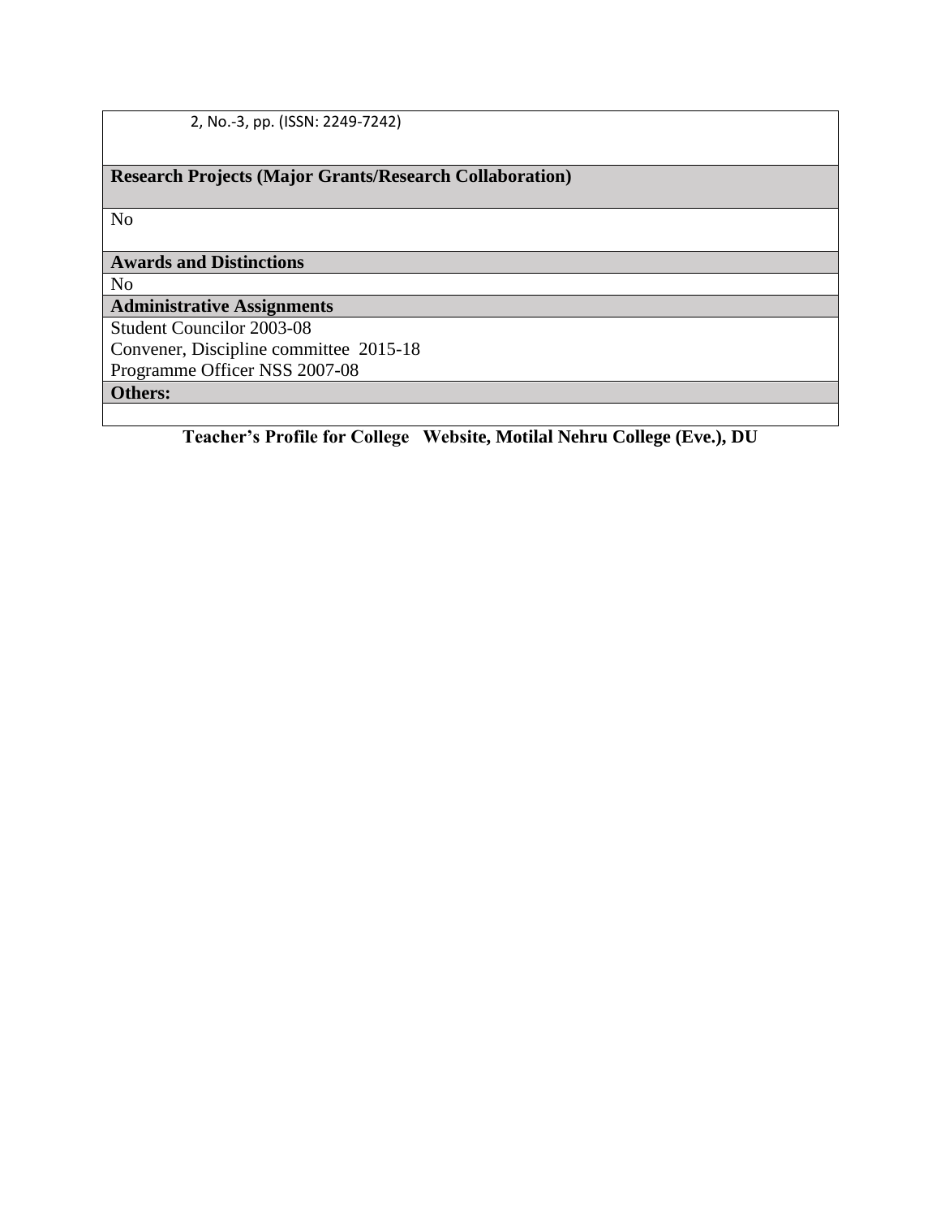2, No.-3, pp. (ISSN: 2249-7242)

**Research Projects (Major Grants/Research Collaboration)**

No

**Awards and Distinctions**

No

**Administrative Assignments**

Student Councilor 2003-08
Convener, Discipline committee 2015-18
Programme Officer NSS 2007-08

**Others:**

**Teacher's Profile for College Website, Motilal Nehru College (Eve.), DU**